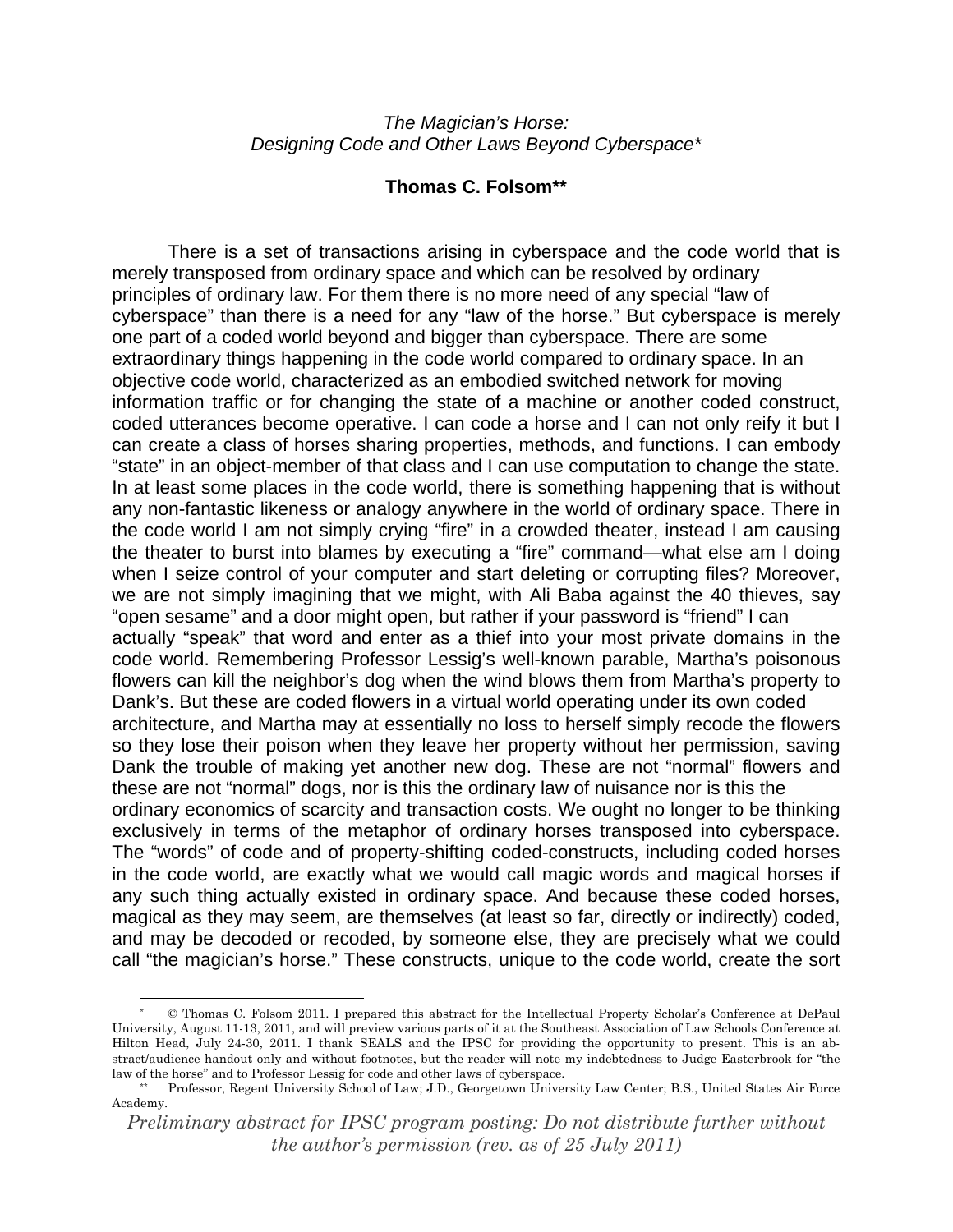*The Magician's Horse:*
*Designing Code and Other Laws Beyond Cyberspace\**

**Thomas C. Folsom\*\***

There is a set of transactions arising in cyberspace and the code world that is merely transposed from ordinary space and which can be resolved by ordinary principles of ordinary law. For them there is no more need of any special "law of cyberspace" than there is a need for any "law of the horse." But cyberspace is merely one part of a coded world beyond and bigger than cyberspace. There are some extraordinary things happening in the code world compared to ordinary space. In an objective code world, characterized as an embodied switched network for moving information traffic or for changing the state of a machine or another coded construct, coded utterances become operative. I can code a horse and I can not only reify it but I can create a class of horses sharing properties, methods, and functions. I can embody "state" in an object-member of that class and I can use computation to change the state. In at least some places in the code world, there is something happening that is without any non-fantastic likeness or analogy anywhere in the world of ordinary space. There in the code world I am not simply crying "fire" in a crowded theater, instead I am causing the theater to burst into blames by executing a "fire" command—what else am I doing when I seize control of your computer and start deleting or corrupting files? Moreover, we are not simply imagining that we might, with Ali Baba against the 40 thieves, say "open sesame" and a door might open, but rather if your password is "friend" I can actually "speak" that word and enter as a thief into your most private domains in the code world. Remembering Professor Lessig's well-known parable, Martha's poisonous flowers can kill the neighbor's dog when the wind blows them from Martha's property to Dank's. But these are coded flowers in a virtual world operating under its own coded architecture, and Martha may at essentially no loss to herself simply recode the flowers so they lose their poison when they leave her property without her permission, saving Dank the trouble of making yet another new dog. These are not "normal" flowers and these are not "normal" dogs, nor is this the ordinary law of nuisance nor is this the ordinary economics of scarcity and transaction costs. We ought no longer to be thinking exclusively in terms of the metaphor of ordinary horses transposed into cyberspace. The "words" of code and of property-shifting coded-constructs, including coded horses in the code world, are exactly what we would call magic words and magical horses if any such thing actually existed in ordinary space. And because these coded horses, magical as they may seem, are themselves (at least so far, directly or indirectly) coded, and may be decoded or recoded, by someone else, they are precisely what we could call "the magician's horse." These constructs, unique to the code world, create the sort

\* © Thomas C. Folsom 2011. I prepared this abstract for the Intellectual Property Scholar's Conference at DePaul University, August 11-13, 2011, and will preview various parts of it at the Southeast Association of Law Schools Conference at Hilton Head, July 24-30, 2011. I thank SEALS and the IPSC for providing the opportunity to present. This is an abstract/audience handout only and without footnotes, but the reader will note my indebtedness to Judge Easterbrook for "the law of the horse" and to Professor Lessig for code and other laws of cyberspace.

\*\* Professor, Regent University School of Law; J.D., Georgetown University Law Center; B.S., United States Air Force Academy.

*Preliminary abstract for IPSC program posting: Do not distribute further without the author's permission (rev. as of 25 July 2011)*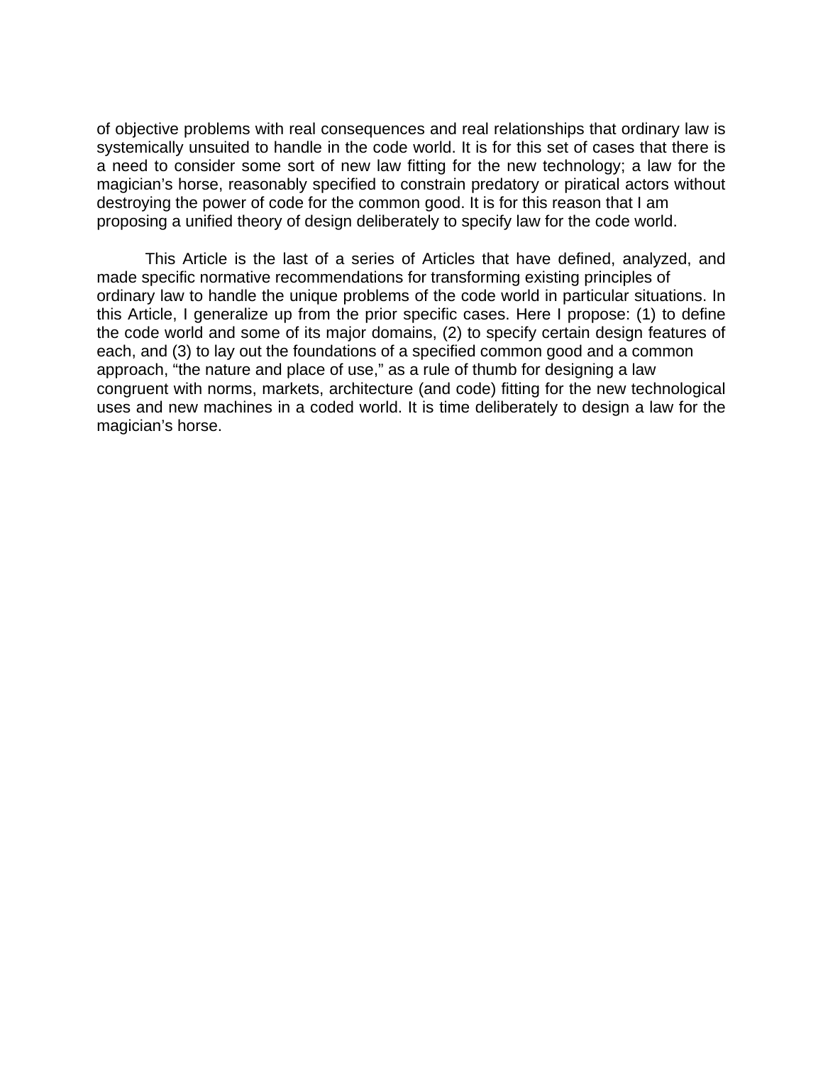of objective problems with real consequences and real relationships that ordinary law is systemically unsuited to handle in the code world. It is for this set of cases that there is a need to consider some sort of new law fitting for the new technology; a law for the magician's horse, reasonably specified to constrain predatory or piratical actors without destroying the power of code for the common good. It is for this reason that I am proposing a unified theory of design deliberately to specify law for the code world.

This Article is the last of a series of Articles that have defined, analyzed, and made specific normative recommendations for transforming existing principles of ordinary law to handle the unique problems of the code world in particular situations. In this Article, I generalize up from the prior specific cases. Here I propose: (1) to define the code world and some of its major domains, (2) to specify certain design features of each, and (3) to lay out the foundations of a specified common good and a common approach, "the nature and place of use," as a rule of thumb for designing a law congruent with norms, markets, architecture (and code) fitting for the new technological uses and new machines in a coded world. It is time deliberately to design a law for the magician's horse.